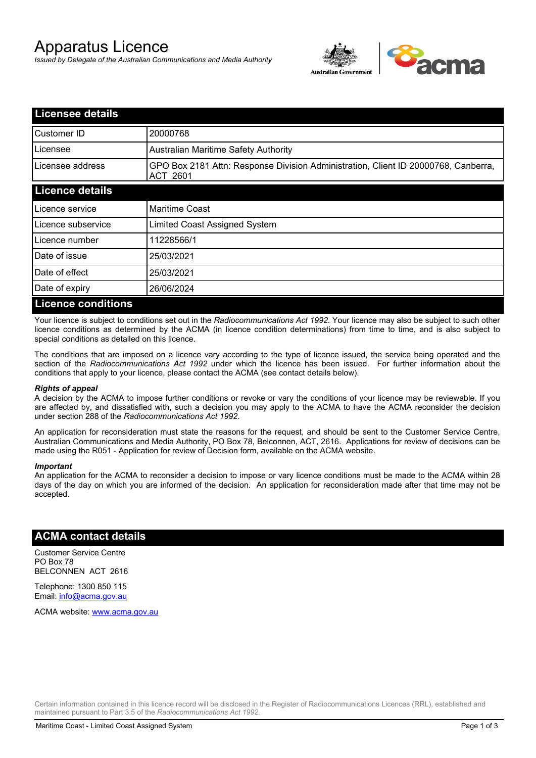# Apparatus Licence

*Issued by Delegate of the Australian Communications and Media Authority*

## Licensee details

| | |
|---|---|
| Customer ID | 20000768 |
| Licensee | Australian Maritime Safety Authority |
| Licensee address | GPO Box 2181 Attn: Response Division Administration, Client ID 20000768, Canberra, ACT 2601 |

## Licence details

| | |
|---|---|
| Licence service | Maritime Coast |
| Licence subservice | Limited Coast Assigned System |
| Licence number | 11228566/1 |
| Date of issue | 25/03/2021 |
| Date of effect | 25/03/2021 |
| Date of expiry | 26/06/2024 |

## Licence conditions

Your licence is subject to conditions set out in the *Radiocommunications Act 1992*. Your licence may also be subject to such other licence conditions as determined by the ACMA (in licence condition determinations) from time to time, and is also subject to special conditions as detailed on this licence.

The conditions that are imposed on a licence vary according to the type of licence issued, the service being operated and the section of the *Radiocommunications Act 1992* under which the licence has been issued. For further information about the conditions that apply to your licence, please contact the ACMA (see contact details below).

***Rights of appeal***

A decision by the ACMA to impose further conditions or revoke or vary the conditions of your licence may be reviewable. If you are affected by, and dissatisfied with, such a decision you may apply to the ACMA to have the ACMA reconsider the decision under section 288 of the *Radiocommunications Act 1992*.

An application for reconsideration must state the reasons for the request, and should be sent to the Customer Service Centre, Australian Communications and Media Authority, PO Box 78, Belconnen, ACT, 2616. Applications for review of decisions can be made using the R051 - Application for review of Decision form, available on the ACMA website.

***Important***

An application for the ACMA to reconsider a decision to impose or vary licence conditions must be made to the ACMA within 28 days of the day on which you are informed of the decision. An application for reconsideration made after that time may not be accepted.

## ACMA contact details

Customer Service Centre
PO Box 78
BELCONNEN ACT 2616

Telephone: 1300 850 115
Email: info@acma.gov.au

ACMA website: www.acma.gov.au

Certain information contained in this licence record will be disclosed in the Register of Radiocommunications Licences (RRL), established and maintained pursuant to Part 3.5 of the *Radiocommunications Act 1992.*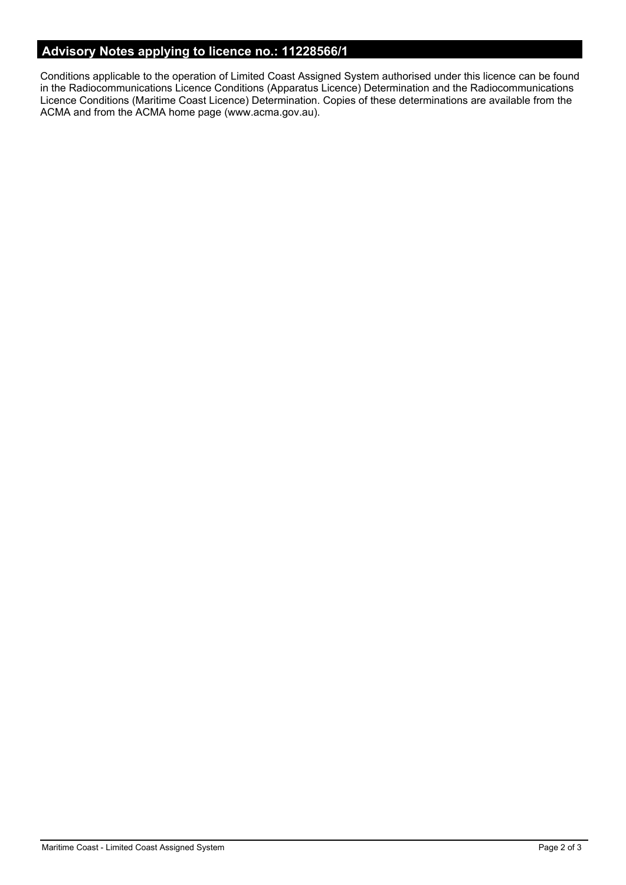## Advisory Notes applying to licence no.: 11228566/1

Conditions applicable to the operation of Limited Coast Assigned System authorised under this licence can be found in the Radiocommunications Licence Conditions (Apparatus Licence) Determination and the Radiocommunications Licence Conditions (Maritime Coast Licence) Determination. Copies of these determinations are available from the ACMA and from the ACMA home page (www.acma.gov.au).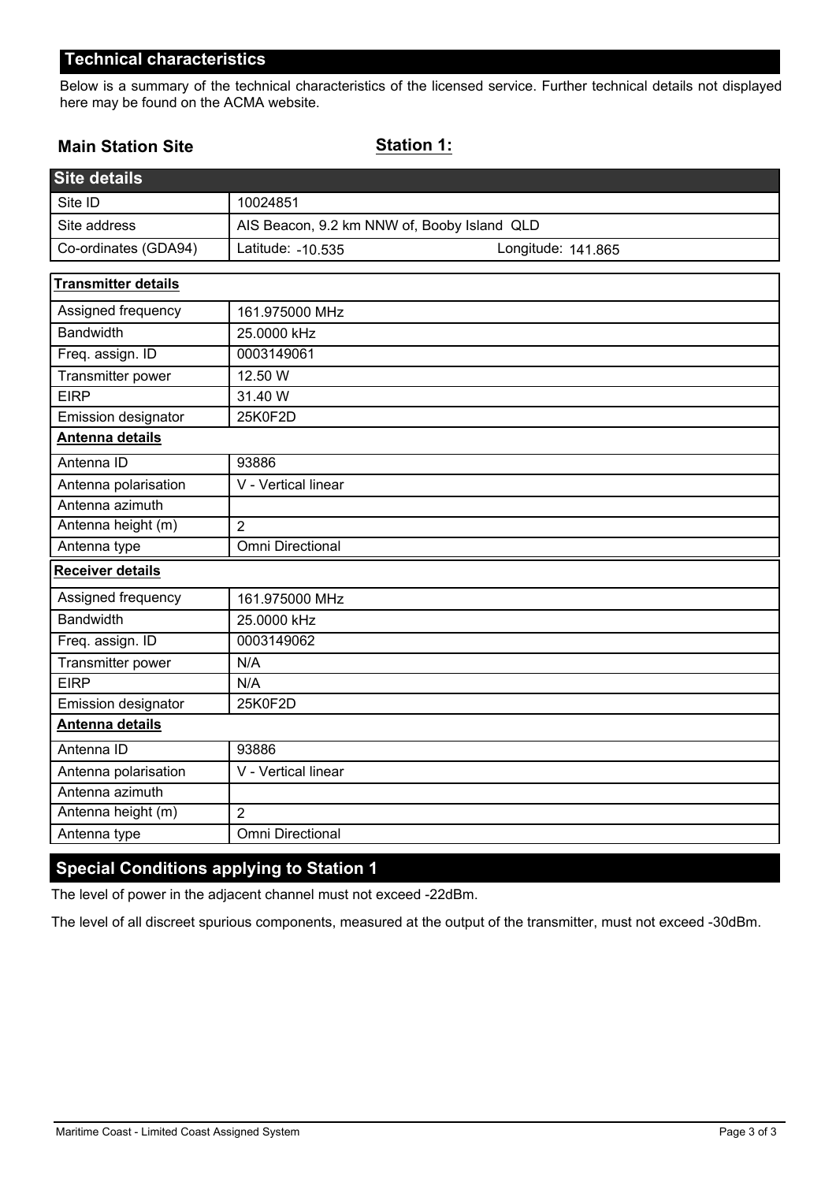## Technical characteristics

Below is a summary of the technical characteristics of the licensed service. Further technical details not displayed here may be found on the ACMA website.

**Main Station Site** **Station 1:**

| Site details | |
|---|---|
| Site ID | 10024851 |
| Site address | AIS Beacon, 9.2 km NNW of, Booby Island QLD |
| Co-ordinates (GDA94) | Latitude: -10.535 Longitude: 141.865 |

| Transmitter details | |
|---|---|
| Assigned frequency | 161.975000 MHz |
| Bandwidth | 25.0000 kHz |
| Freq. assign. ID | 0003149061 |
| Transmitter power | 12.50 W |
| EIRP | 31.40 W |
| Emission designator | 25K0F2D |
| **Antenna details** | |
| Antenna ID | 93886 |
| Antenna polarisation | V - Vertical linear |
| Antenna azimuth | |
| Antenna height (m) | 2 |
| Antenna type | Omni Directional |

| Receiver details | |
|---|---|
| Assigned frequency | 161.975000 MHz |
| Bandwidth | 25.0000 kHz |
| Freq. assign. ID | 0003149062 |
| Transmitter power | N/A |
| EIRP | N/A |
| Emission designator | 25K0F2D |
| **Antenna details** | |
| Antenna ID | 93886 |
| Antenna polarisation | V - Vertical linear |
| Antenna azimuth | |
| Antenna height (m) | 2 |
| Antenna type | Omni Directional |

## Special Conditions applying to Station 1

The level of power in the adjacent channel must not exceed -22dBm.

The level of all discreet spurious components, measured at the output of the transmitter, must not exceed -30dBm.